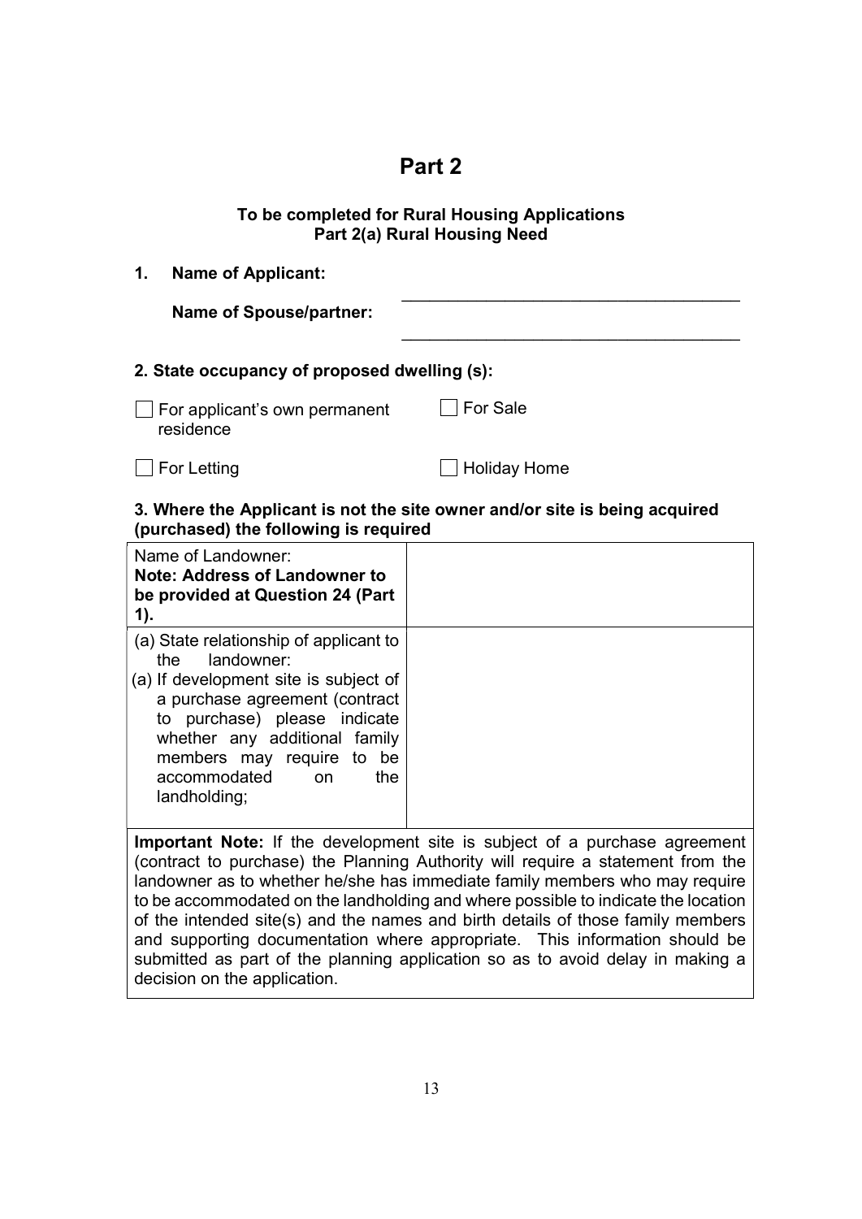# Part 2

**To be completed for Rural Housing Applications**
**Part 2(a) Rural Housing Need**

**1. Name of Applicant:** \_\_\_\_\_\_\_\_\_\_\_\_\_\_\_\_\_\_\_\_\_\_\_\_\_\_\_\_\_\_\_\_\_\_\_\_

**Name of Spouse/partner:** \_\_\_\_\_\_\_\_\_\_\_\_\_\_\_\_\_\_\_\_\_\_\_\_\_\_\_\_\_\_\_\_\_\_\_\_

**2. State occupancy of proposed dwelling (s):**

- ☐ For applicant's own permanent residence
- ☐ For Sale
- ☐ For Letting
- ☐ Holiday Home

**3. Where the Applicant is not the site owner and/or site is being acquired (purchased) the following is required**

| Name of Landowner: **Note: Address of Landowner to be provided at Question 24 (Part 1).** | |
|---|---|
| (a) State relationship of applicant to the landowner:<br>(a) If development site is subject of a purchase agreement (contract to purchase) please indicate whether any additional family members may require to be accommodated on the landholding; | |

**Important Note:** If the development site is subject of a purchase agreement (contract to purchase) the Planning Authority will require a statement from the landowner as to whether he/she has immediate family members who may require to be accommodated on the landholding and where possible to indicate the location of the intended site(s) and the names and birth details of those family members and supporting documentation where appropriate. This information should be submitted as part of the planning application so as to avoid delay in making a decision on the application.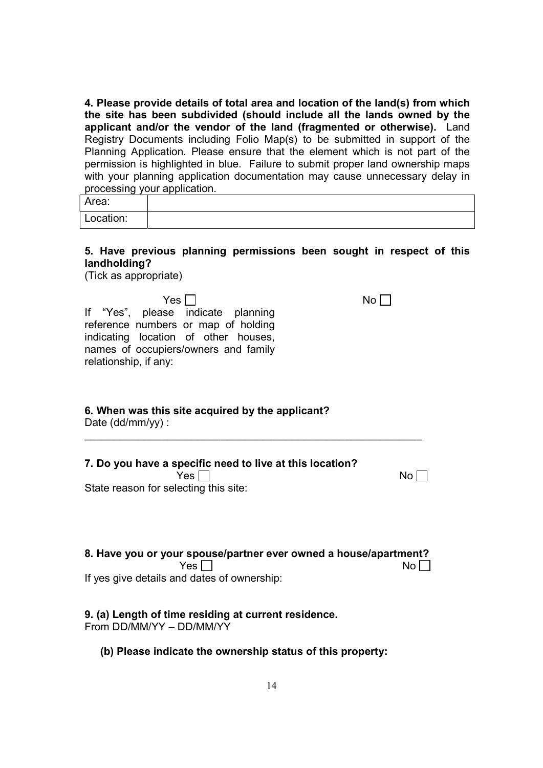**4. Please provide details of total area and location of the land(s) from which the site has been subdivided (should include all the lands owned by the applicant and/or the vendor of the land (fragmented or otherwise).** Land Registry Documents including Folio Map(s) to be submitted in support of the Planning Application. Please ensure that the element which is not part of the permission is highlighted in blue. Failure to submit proper land ownership maps with your planning application documentation may cause unnecessary delay in processing your application.

| Area: | |
|---|---|
| Location: | |

**5. Have previous planning permissions been sought in respect of this landholding?**
(Tick as appropriate)

Yes ☐ No ☐

If "Yes", please indicate planning reference numbers or map of holding indicating location of other houses, names of occupiers/owners and family relationship, if any:

**6. When was this site acquired by the applicant?**
Date (dd/mm/yy) :

---

**7. Do you have a specific need to live at this location?**
Yes ☐ No ☐

State reason for selecting this site:

**8. Have you or your spouse/partner ever owned a house/apartment?**
Yes ☐ No ☐

If yes give details and dates of ownership:

**9. (a) Length of time residing at current residence.**
From DD/MM/YY – DD/MM/YY

**(b) Please indicate the ownership status of this property:**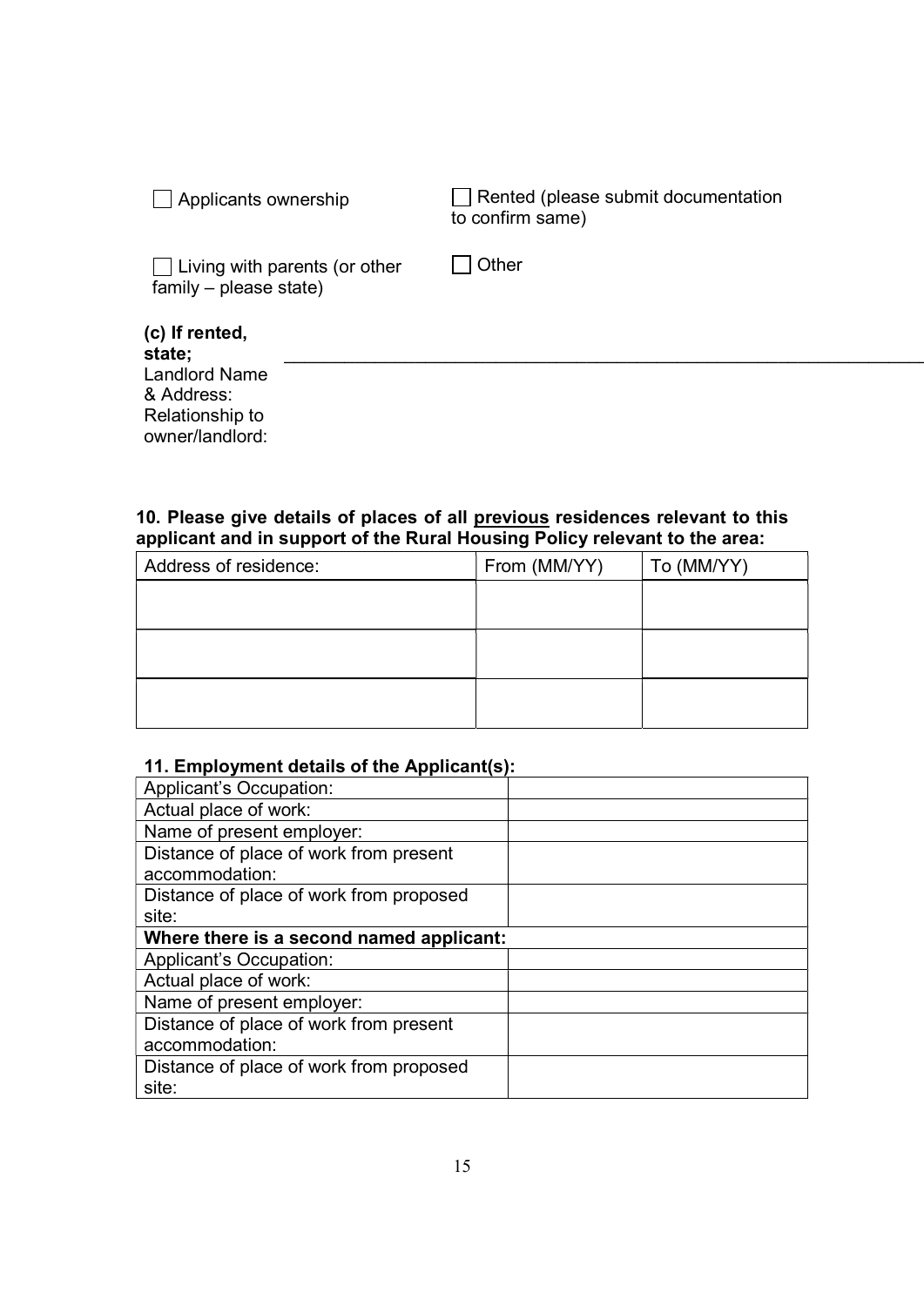☐ Applicants ownership

☐ Rented (please submit documentation to confirm same)

☐ Living with parents (or other family – please state)

☐ Other

**(c) If rented, state;**
Landlord Name & Address: ______________________________________________
Relationship to owner/landlord:

**10. Please give details of places of all <u>previous</u> residences relevant to this applicant and in support of the Rural Housing Policy relevant to the area:**

| Address of residence: | From (MM/YY) | To (MM/YY) |
|---|---|---|
| | | |
| | | |
| | | |

**11. Employment details of the Applicant(s):**

| Applicant's Occupation: | |
|---|---|
| Actual place of work: | |
| Name of present employer: | |
| Distance of place of work from present accommodation: | |
| Distance of place of work from proposed site: | |
| **Where there is a second named applicant:** | |
| Applicant's Occupation: | |
| Actual place of work: | |
| Name of present employer: | |
| Distance of place of work from present accommodation: | |
| Distance of place of work from proposed site: | |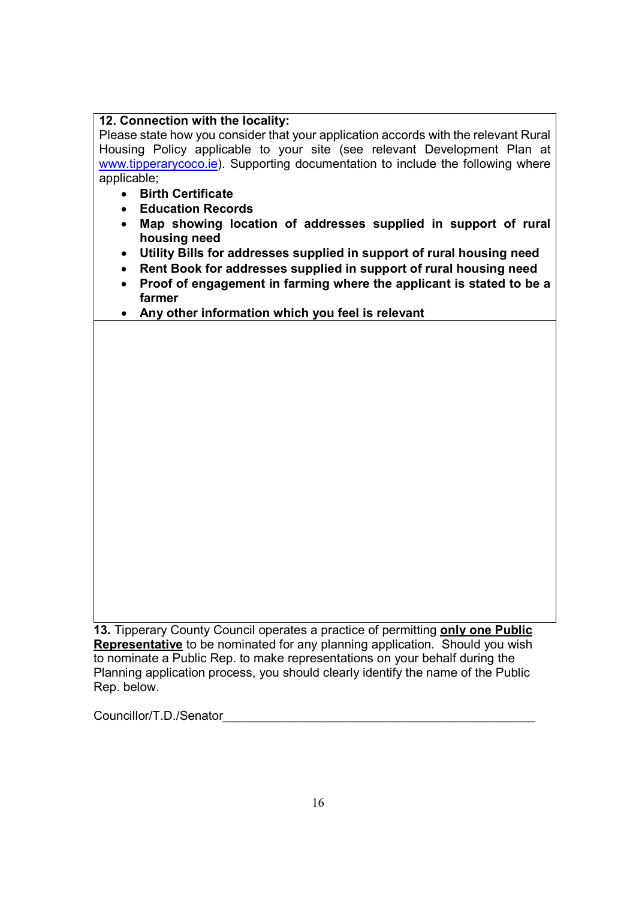**12. Connection with the locality:**

Please state how you consider that your application accords with the relevant Rural Housing Policy applicable to your site (see relevant Development Plan at www.tipperarycoco.ie). Supporting documentation to include the following where applicable;

- **Birth Certificate**
- **Education Records**
- **Map showing location of addresses supplied in support of rural housing need**
- **Utility Bills for addresses supplied in support of rural housing need**
- **Rent Book for addresses supplied in support of rural housing need**
- **Proof of engagement in farming where the applicant is stated to be a farmer**
- **Any other information which you feel is relevant**

**13.** Tipperary County Council operates a practice of permitting **only one Public Representative** to be nominated for any planning application. Should you wish to nominate a Public Rep. to make representations on your behalf during the Planning application process, you should clearly identify the name of the Public Rep. below.

Councillor/T.D./Senator_______________________________________________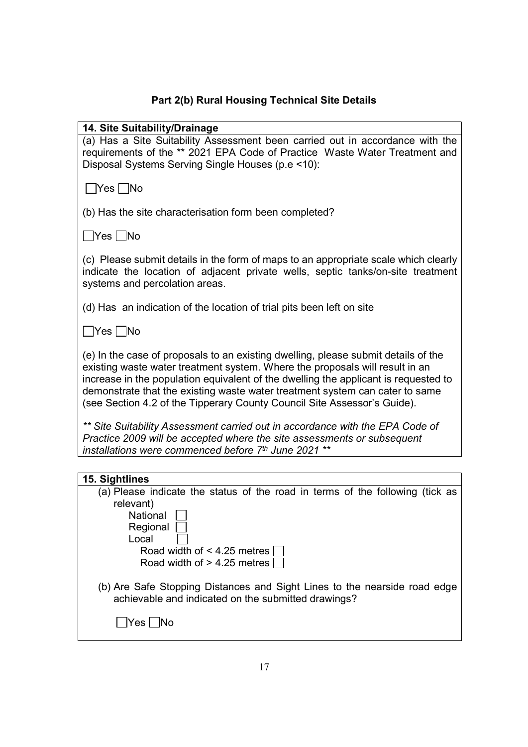## Part 2(b) Rural Housing Technical Site Details

### 14. Site Suitability/Drainage

(a) Has a Site Suitability Assessment been carried out in accordance with the requirements of the ** 2021 EPA Code of Practice Waste Water Treatment and Disposal Systems Serving Single Houses (p.e <10):

☐ Yes ☐ No

(b) Has the site characterisation form been completed?

☐ Yes ☐ No

(c) Please submit details in the form of maps to an appropriate scale which clearly indicate the location of adjacent private wells, septic tanks/on-site treatment systems and percolation areas.

(d) Has an indication of the location of trial pits been left on site

☐ Yes ☐ No

(e) In the case of proposals to an existing dwelling, please submit details of the existing waste water treatment system. Where the proposals will result in an increase in the population equivalent of the dwelling the applicant is requested to demonstrate that the existing waste water treatment system can cater to same (see Section 4.2 of the Tipperary County Council Site Assessor's Guide).

*** Site Suitability Assessment carried out in accordance with the EPA Code of Practice 2009 will be accepted where the site assessments or subsequent installations were commenced before 7th June 2021 ***

### 15. Sightlines

(a) Please indicate the status of the road in terms of the following (tick as relevant)

- National ☐
- Regional ☐
- Local ☐
  - Road width of < 4.25 metres ☐
  - Road width of > 4.25 metres ☐

(b) Are Safe Stopping Distances and Sight Lines to the nearside road edge achievable and indicated on the submitted drawings?

☐ Yes ☐ No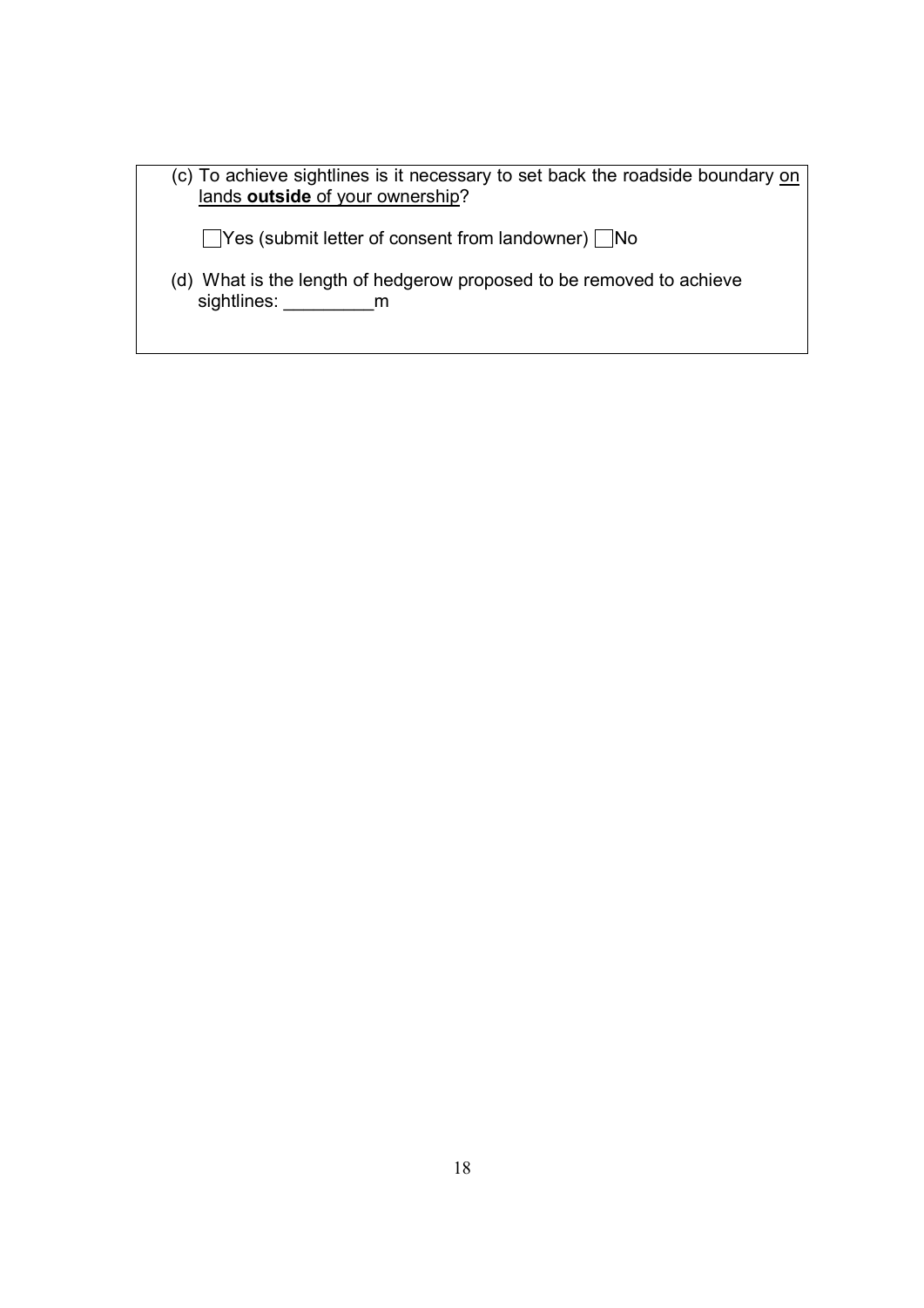(c) To achieve sightlines is it necessary to set back the roadside boundary <u>on lands **outside** of your ownership</u>?

☐ Yes (submit letter of consent from landowner) ☐ No

(d) What is the length of hedgerow proposed to be removed to achieve sightlines: _________m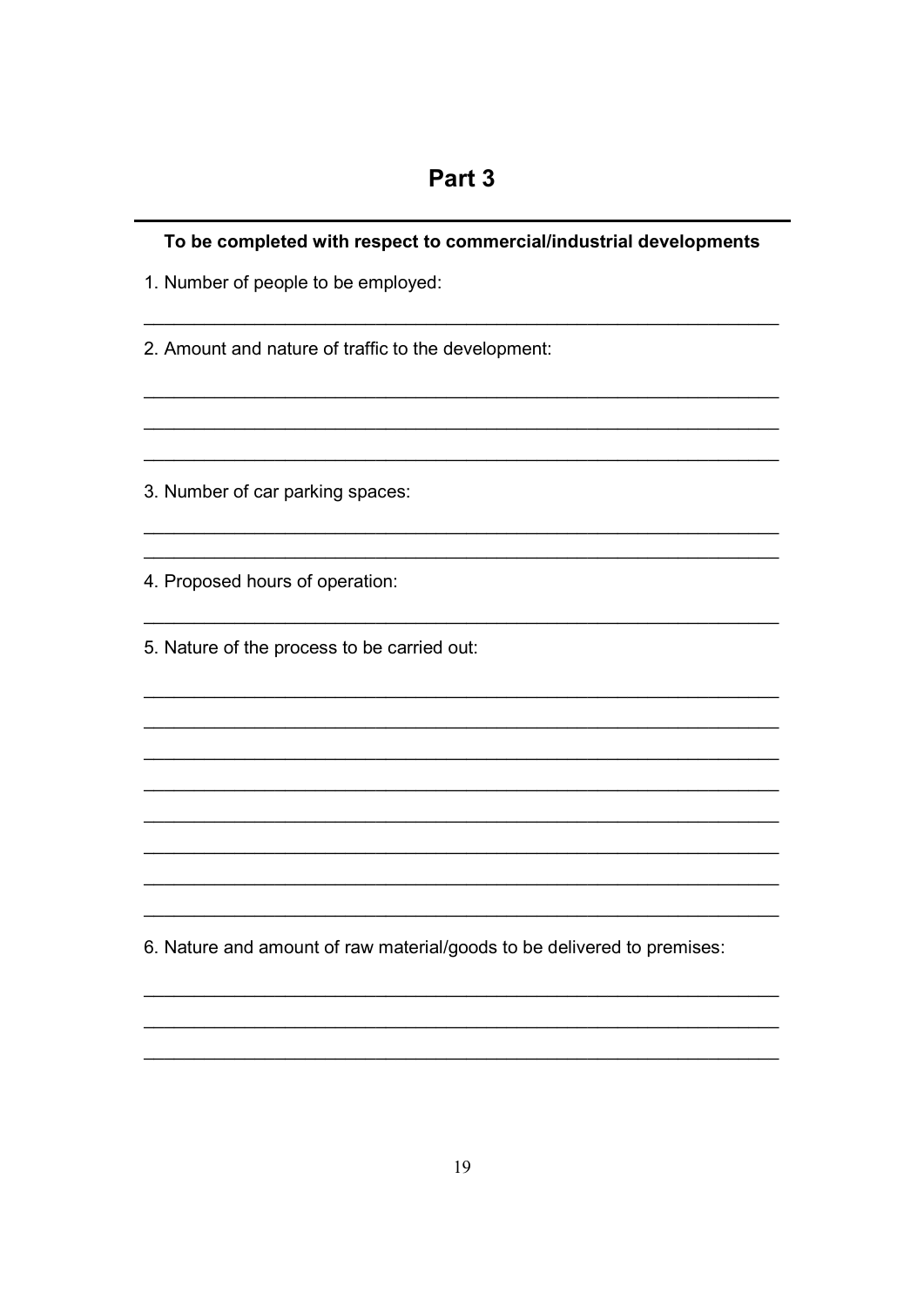# Part 3

**To be completed with respect to commercial/industrial developments**

1. Number of people to be employed:

_______________________________________________________________

2. Amount and nature of traffic to the development:

_______________________________________________________________

_______________________________________________________________

_______________________________________________________________

3. Number of car parking spaces:

_______________________________________________________________

_______________________________________________________________

4. Proposed hours of operation:

_______________________________________________________________

5. Nature of the process to be carried out:

_______________________________________________________________

_______________________________________________________________

_______________________________________________________________

_______________________________________________________________

_______________________________________________________________

_______________________________________________________________

_______________________________________________________________

_______________________________________________________________

6. Nature and amount of raw material/goods to be delivered to premises:

_______________________________________________________________

_______________________________________________________________

_______________________________________________________________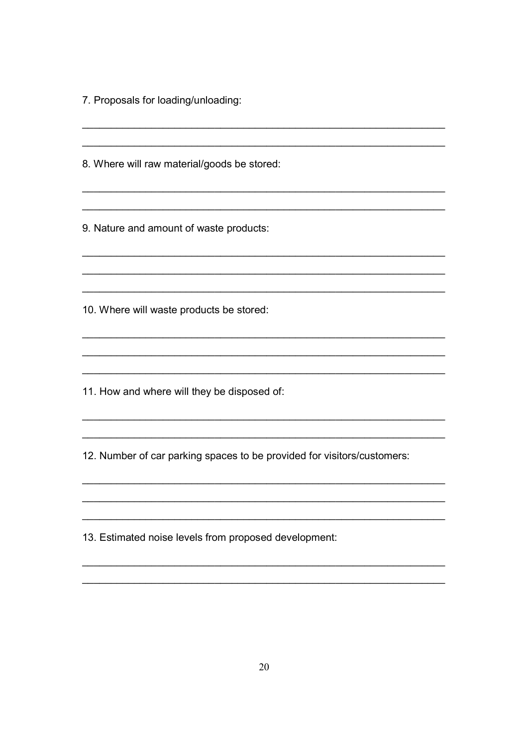7. Proposals for loading/unloading:

______________________________________________________________

______________________________________________________________

8. Where will raw material/goods be stored:

______________________________________________________________

______________________________________________________________

9. Nature and amount of waste products:

______________________________________________________________

______________________________________________________________

______________________________________________________________

10. Where will waste products be stored:

______________________________________________________________

______________________________________________________________

______________________________________________________________

11. How and where will they be disposed of:

______________________________________________________________

______________________________________________________________

12. Number of car parking spaces to be provided for visitors/customers:

______________________________________________________________

______________________________________________________________

______________________________________________________________

13. Estimated noise levels from proposed development:

______________________________________________________________

______________________________________________________________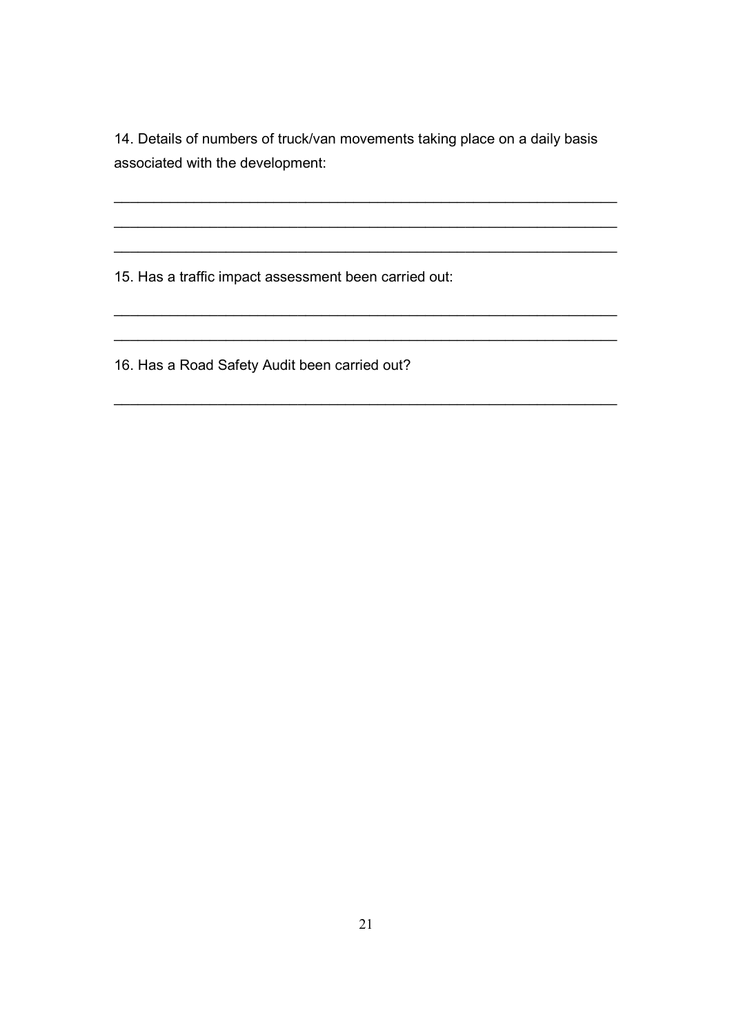14. Details of numbers of truck/van movements taking place on a daily basis associated with the development:

_______________________________________________________________

_______________________________________________________________

_______________________________________________________________

15. Has a traffic impact assessment been carried out:

_______________________________________________________________

_______________________________________________________________

16. Has a Road Safety Audit been carried out?

_______________________________________________________________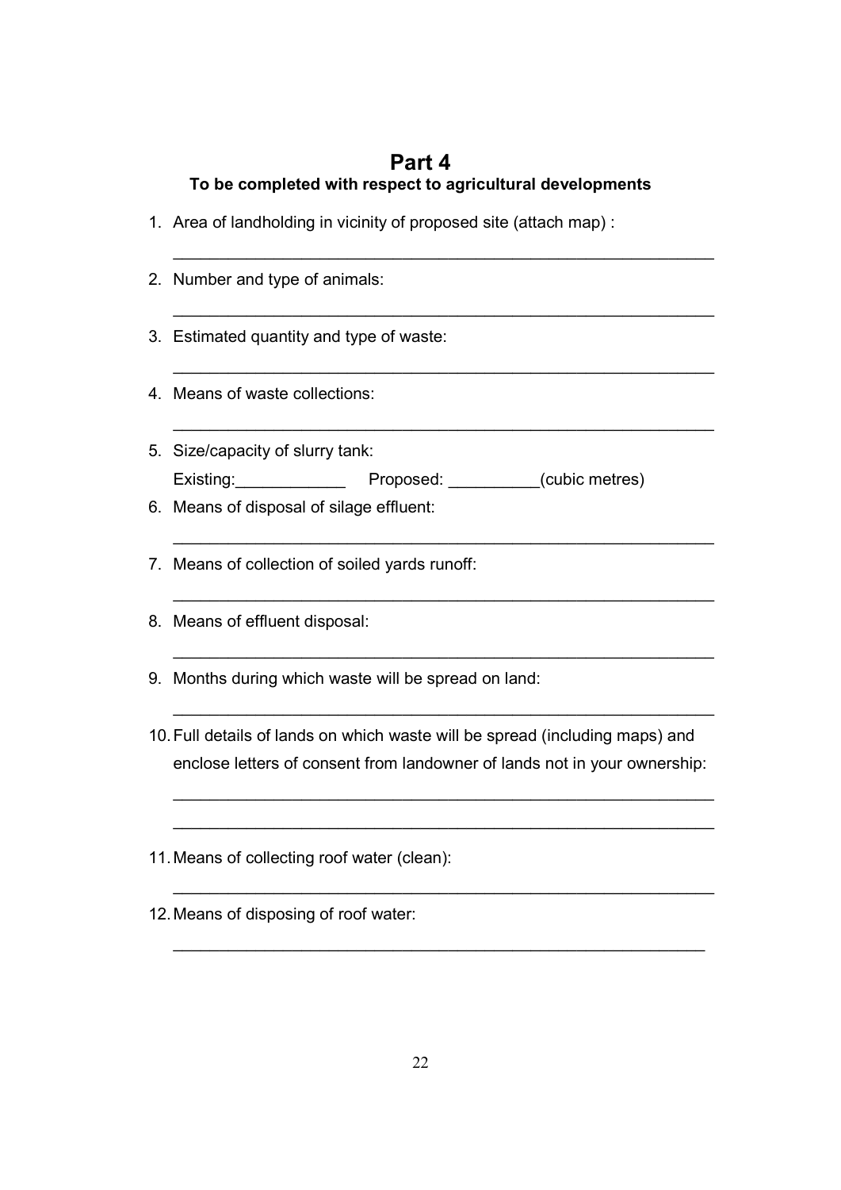# Part 4

**To be completed with respect to agricultural developments**

1. Area of landholding in vicinity of proposed site (attach map) :

   ___________________________________________________________

2. Number and type of animals:

   ___________________________________________________________

3. Estimated quantity and type of waste:

   ___________________________________________________________

4. Means of waste collections:

   ___________________________________________________________

5. Size/capacity of slurry tank:

   Existing:____________ Proposed: __________(cubic metres)

6. Means of disposal of silage effluent:

   ___________________________________________________________

7. Means of collection of soiled yards runoff:

   ___________________________________________________________

8. Means of effluent disposal:

   ___________________________________________________________

9. Months during which waste will be spread on land:

   ___________________________________________________________

10. Full details of lands on which waste will be spread (including maps) and enclose letters of consent from landowner of lands not in your ownership:

    ___________________________________________________________

    ___________________________________________________________

11. Means of collecting roof water (clean):

    ___________________________________________________________

12. Means of disposing of roof water:

    ___________________________________________________________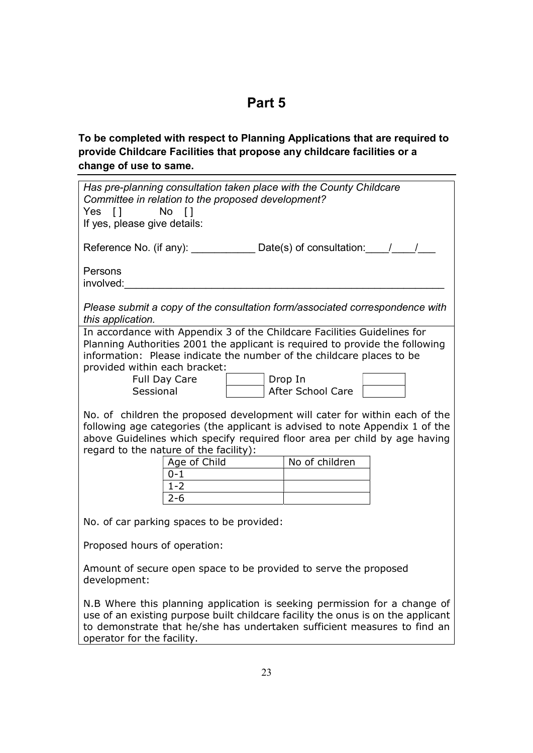# Part 5

**To be completed with respect to Planning Applications that are required to provide Childcare Facilities that propose any childcare facilities or a change of use to same.**

*Has pre-planning consultation taken place with the County Childcare Committee in relation to the proposed development?*

Yes [ ]   No [ ]

If yes, please give details:

Reference No. (if any): ___________ Date(s) of consultation:____/____/___

Persons involved:_______________________________________________________

*Please submit a copy of the consultation form/associated correspondence with this application.*

In accordance with Appendix 3 of the Childcare Facilities Guidelines for Planning Authorities 2001 the applicant is required to provide the following information: Please indicate the number of the childcare places to be provided within each bracket:

| | | | |
|---|---|---|---|
| Full Day Care | | Drop In | |
| Sessional | | After School Care | |

No. of children the proposed development will cater for within each of the following age categories (the applicant is advised to note Appendix 1 of the above Guidelines which specify required floor area per child by age having regard to the nature of the facility):

| Age of Child | No of children |
|---|---|
| 0-1 | |
| 1-2 | |
| 2-6 | |

No. of car parking spaces to be provided:

Proposed hours of operation:

Amount of secure open space to be provided to serve the proposed development:

N.B Where this planning application is seeking permission for a change of use of an existing purpose built childcare facility the onus is on the applicant to demonstrate that he/she has undertaken sufficient measures to find an operator for the facility.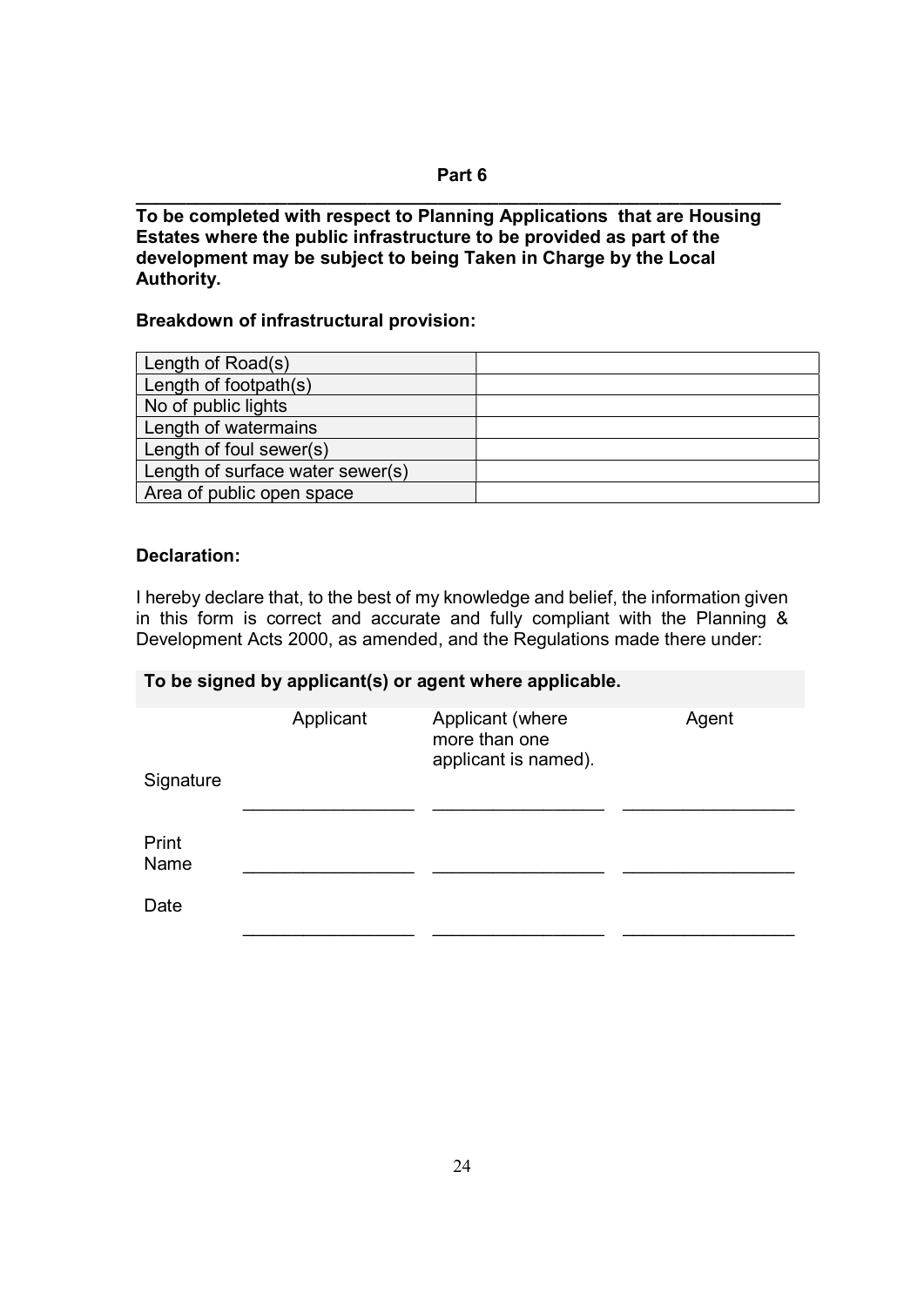## Part 6

**To be completed with respect to Planning Applications that are Housing Estates where the public infrastructure to be provided as part of the development may be subject to being Taken in Charge by the Local Authority.**

**Breakdown of infrastructural provision:**

| | |
|---|---|
| Length of Road(s) | |
| Length of footpath(s) | |
| No of public lights | |
| Length of watermains | |
| Length of foul sewer(s) | |
| Length of surface water sewer(s) | |
| Area of public open space | |

**Declaration:**

I hereby declare that, to the best of my knowledge and belief, the information given in this form is correct and accurate and fully compliant with the Planning & Development Acts 2000, as amended, and the Regulations made there under:

**To be signed by applicant(s) or agent where applicable.**

| | Applicant | Applicant (where more than one applicant is named). | Agent |
|---|---|---|---|
| Signature | ________________ | ________________ | ________________ |
| Print Name | ________________ | ________________ | ________________ |
| Date | ________________ | ________________ | ________________ |